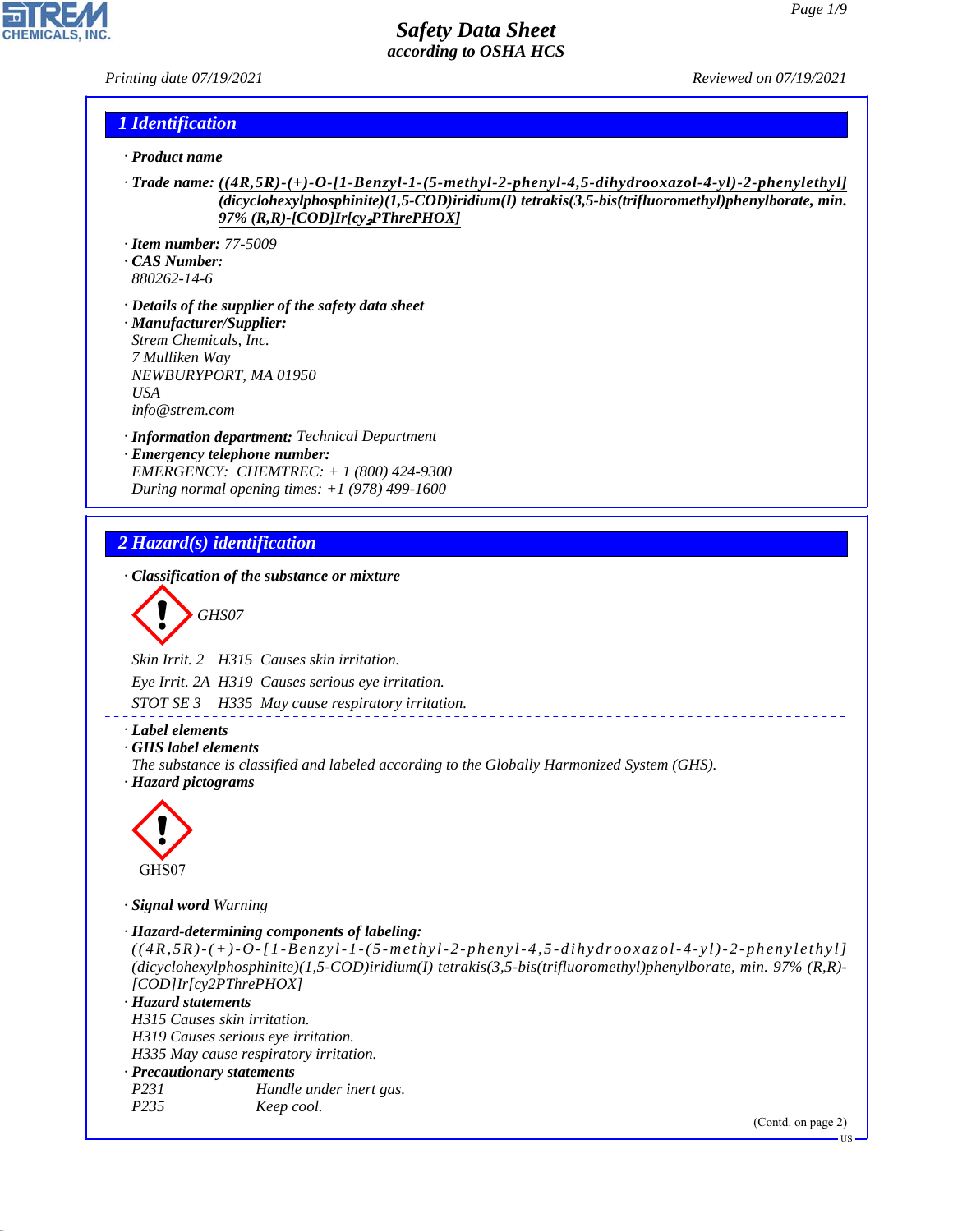# Safety Data Sheet
## according to OSHA HCS

Printing date 07/19/2021 Reviewed on 07/19/2021

## 1 Identification

· **Product name**

· **Trade name:** **((4R,5R)-(+)-O-[1-Benzyl-1-(5-methyl-2-phenyl-4,5-dihydrooxazol-4-yl)-2-phenylethyl](dicyclohexylphosphinite)(1,5-COD)iridium(I) tetrakis(3,5-bis(trifluoromethyl)phenylborate, min. 97% (R,R)-[COD]Ir[cy$_2$PThrePHOX]**

· **Item number:** 77-5009

· **CAS Number:**
880262-14-6

· **Details of the supplier of the safety data sheet**

· **Manufacturer/Supplier:**
Strem Chemicals, Inc.
7 Mulliken Way
NEWBURYPORT, MA 01950
USA
info@strem.com

· **Information department:** Technical Department

· **Emergency telephone number:**
EMERGENCY: CHEMTREC: + 1 (800) 424-9300
During normal opening times: +1 (978) 499-1600

## 2 Hazard(s) identification

· **Classification of the substance or mixture**

GHS07

Skin Irrit. 2 H315 Causes skin irritation.

Eye Irrit. 2A H319 Causes serious eye irritation.

STOT SE 3 H335 May cause respiratory irritation.

· **Label elements**

· **GHS label elements**
The substance is classified and labeled according to the Globally Harmonized System (GHS).

· **Hazard pictograms**

GHS07

· **Signal word** Warning

· **Hazard-determining components of labeling:**
((4R,5R)-(+)-O-[1-Benzyl-1-(5-methyl-2-phenyl-4,5-dihydrooxazol-4-yl)-2-phenylethyl](dicyclohexylphosphinite)(1,5-COD)iridium(I) tetrakis(3,5-bis(trifluoromethyl)phenylborate, min. 97% (R,R)-[COD]Ir[cy2PThrePHOX]

· **Hazard statements**
H315 Causes skin irritation.
H319 Causes serious eye irritation.
H335 May cause respiratory irritation.

· **Precautionary statements**

| | |
|---|---|
| P231 | Handle under inert gas. |
| P235 | Keep cool. |

(Contd. on page 2)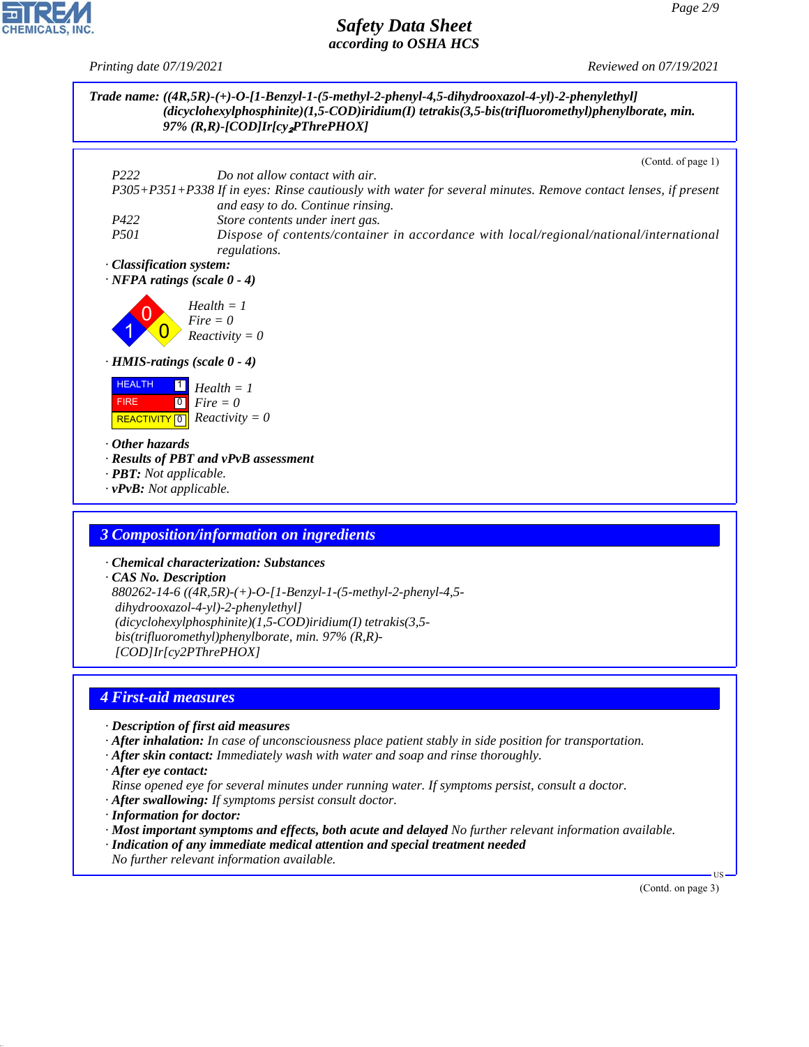**Trade name: ((4R,5R)-(+)-O-[1-Benzyl-1-(5-methyl-2-phenyl-4,5-dihydrooxazol-4-yl)-2-phenylethyl] (dicyclohexylphosphinite)(1,5-COD)iridium(I) tetrakis(3,5-bis(trifluoromethyl)phenylborate, min. 97% (R,R)-[COD]Ir[cy$_2$PThrePHOX]**

(Contd. of page 1)

P222 Do not allow contact with air.
P305+P351+P338 If in eyes: Rinse cautiously with water for several minutes. Remove contact lenses, if present and easy to do. Continue rinsing.
P422 Store contents under inert gas.
P501 Dispose of contents/container in accordance with local/regional/national/international regulations.

· **Classification system:**
· **NFPA ratings (scale 0 - 4)**

Health = 1
Fire = 0
Reactivity = 0

· **HMIS-ratings (scale 0 - 4)**

| | | |
|---|---|---|
| HEALTH | 1 | Health = 1 |
| FIRE | 0 | Fire = 0 |
| REACTIVITY | 0 | Reactivity = 0 |

· **Other hazards**
· **Results of PBT and vPvB assessment**
· **PBT:** Not applicable.
· **vPvB:** Not applicable.

## 3 Composition/information on ingredients

· **Chemical characterization: Substances**
· **CAS No. Description**
880262-14-6 ((4R,5R)-(+)-O-[1-Benzyl-1-(5-methyl-2-phenyl-4,5-dihydrooxazol-4-yl)-2-phenylethyl] (dicyclohexylphosphinite)(1,5-COD)iridium(I) tetrakis(3,5-bis(trifluoromethyl)phenylborate, min. 97% (R,R)-[COD]Ir[cy2PThrePHOX]

## 4 First-aid measures

· **Description of first aid measures**
· **After inhalation:** In case of unconsciousness place patient stably in side position for transportation.
· **After skin contact:** Immediately wash with water and soap and rinse thoroughly.
· **After eye contact:**
Rinse opened eye for several minutes under running water. If symptoms persist, consult a doctor.
· **After swallowing:** If symptoms persist consult doctor.
· **Information for doctor:**
· **Most important symptoms and effects, both acute and delayed** No further relevant information available.
· **Indication of any immediate medical attention and special treatment needed**
No further relevant information available.

(Contd. on page 3)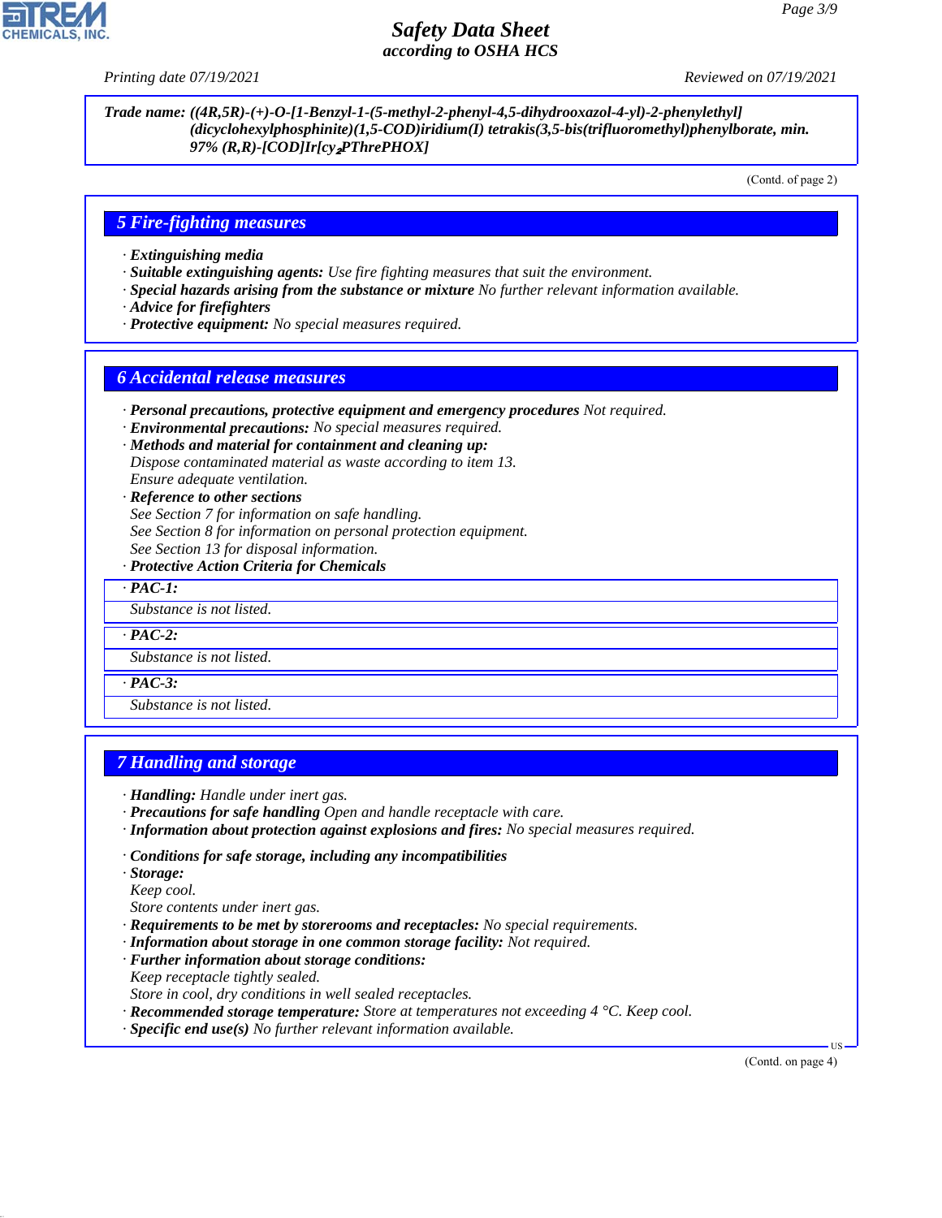**Trade name:** ((4R,5R)-(+)-O-[1-Benzyl-1-(5-methyl-2-phenyl-4,5-dihydrooxazol-4-yl)-2-phenylethyl] (dicyclohexylphosphinite)(1,5-COD)iridium(I) tetrakis(3,5-bis(trifluoromethyl)phenylborate, min. 97% (R,R)-[COD]Ir[$cy_2$PThrePHOX]

(Contd. of page 2)

## 5 Fire-fighting measures

· **Extinguishing media**
· **Suitable extinguishing agents:** Use fire fighting measures that suit the environment.
· **Special hazards arising from the substance or mixture** No further relevant information available.
· **Advice for firefighters**
· **Protective equipment:** No special measures required.

## 6 Accidental release measures

· **Personal precautions, protective equipment and emergency procedures** Not required.
· **Environmental precautions:** No special measures required.
· **Methods and material for containment and cleaning up:**
Dispose contaminated material as waste according to item 13.
Ensure adequate ventilation.
· **Reference to other sections**
See Section 7 for information on safe handling.
See Section 8 for information on personal protection equipment.
See Section 13 for disposal information.
· **Protective Action Criteria for Chemicals**

· **PAC-1:**
Substance is not listed.

· **PAC-2:**
Substance is not listed.

· **PAC-3:**
Substance is not listed.

## 7 Handling and storage

· **Handling:** Handle under inert gas.
· **Precautions for safe handling** Open and handle receptacle with care.
· **Information about protection against explosions and fires:** No special measures required.

· **Conditions for safe storage, including any incompatibilities**
· **Storage:**
Keep cool.
Store contents under inert gas.
· **Requirements to be met by storerooms and receptacles:** No special requirements.
· **Information about storage in one common storage facility:** Not required.
· **Further information about storage conditions:**
Keep receptacle tightly sealed.
Store in cool, dry conditions in well sealed receptacles.
· **Recommended storage temperature:** Store at temperatures not exceeding 4 °C. Keep cool.
· **Specific end use(s)** No further relevant information available.

(Contd. on page 4)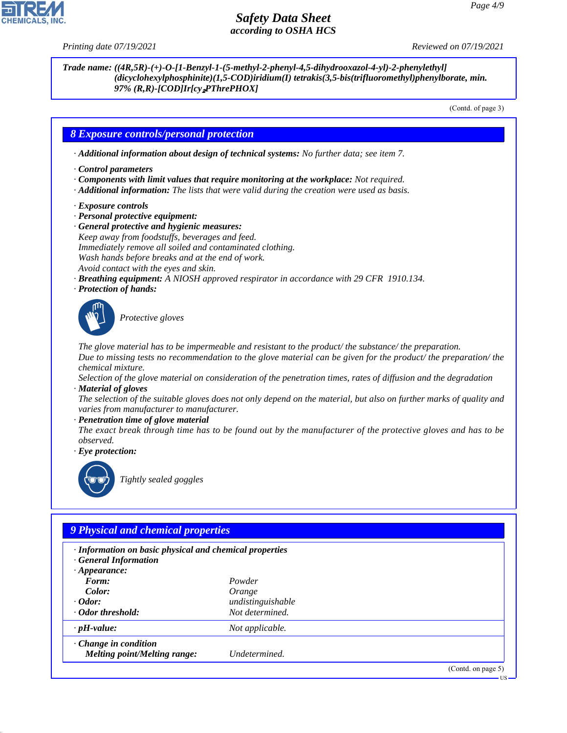**Trade name:** ((4R,5R)-(+)-O-[1-Benzyl-1-(5-methyl-2-phenyl-4,5-dihydrooxazol-4-yl)-2-phenylethyl](dicyclohexylphosphinite)(1,5-COD)iridium(I) tetrakis(3,5-bis(trifluoromethyl)phenylborate, min. 97% (R,R)-[COD]Ir[cy$_2$PThrePHOX]

(Contd. of page 3)

## 8 Exposure controls/personal protection

· **Additional information about design of technical systems:** No further data; see item 7.

· **Control parameters**
· **Components with limit values that require monitoring at the workplace:** Not required.
· **Additional information:** The lists that were valid during the creation were used as basis.

· **Exposure controls**
· **Personal protective equipment:**
· **General protective and hygienic measures:**
Keep away from foodstuffs, beverages and feed.
Immediately remove all soiled and contaminated clothing.
Wash hands before breaks and at the end of work.
Avoid contact with the eyes and skin.
· **Breathing equipment:** A NIOSH approved respirator in accordance with 29 CFR 1910.134.
· **Protection of hands:**

Protective gloves

The glove material has to be impermeable and resistant to the product/ the substance/ the preparation.
Due to missing tests no recommendation to the glove material can be given for the product/ the preparation/ the chemical mixture.
Selection of the glove material on consideration of the penetration times, rates of diffusion and the degradation
· **Material of gloves**
The selection of the suitable gloves does not only depend on the material, but also on further marks of quality and varies from manufacturer to manufacturer.
· **Penetration time of glove material**
The exact break through time has to be found out by the manufacturer of the protective gloves and has to be observed.
· **Eye protection:**

Tightly sealed goggles

## 9 Physical and chemical properties

· **Information on basic physical and chemical properties**
· **General Information**
· **Appearance:**

| | |
|---|---|
| **Form:** | Powder |
| **Color:** | Orange |
| · **Odor:** | undistinguishable |
| · **Odor threshold:** | Not determined. |
| · **pH-value:** | Not applicable. |
| · **Change in condition** | |
| **Melting point/Melting range:** | Undetermined. |

(Contd. on page 5)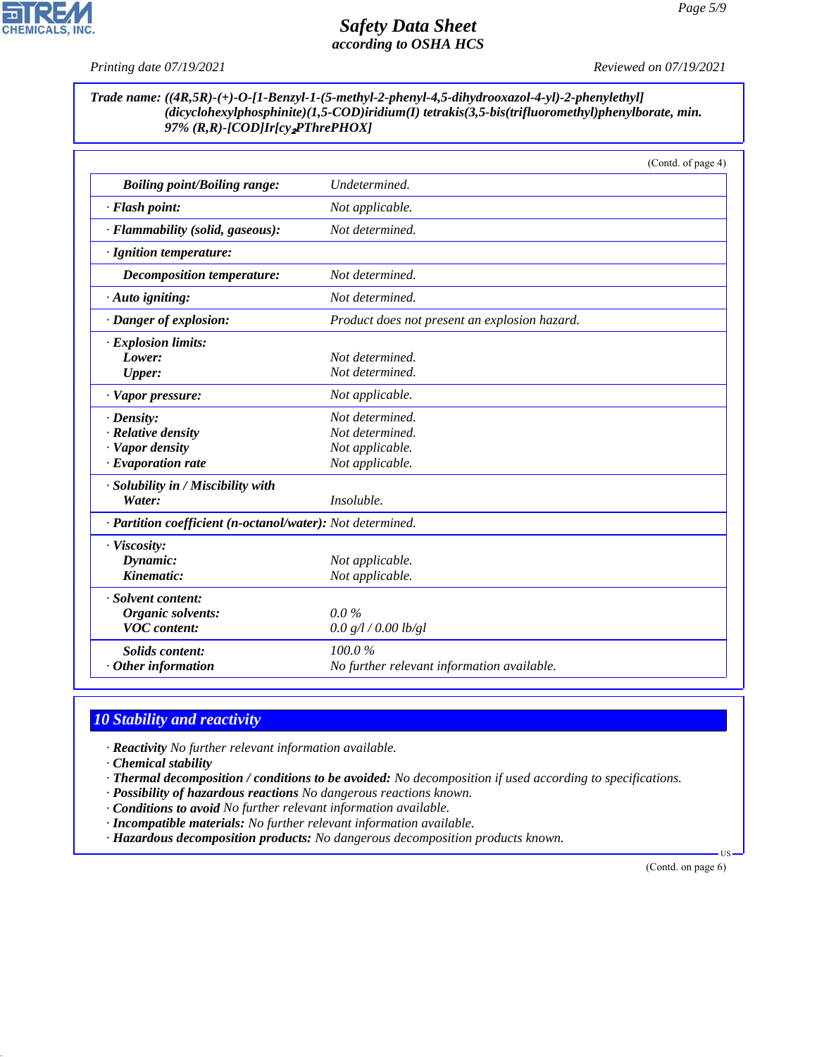**Trade name: ((4R,5R)-(+)-O-[1-Benzyl-1-(5-methyl-2-phenyl-4,5-dihydrooxazol-4-yl)-2-phenylethyl] (dicyclohexylphosphinite)(1,5-COD)iridium(I) tetrakis(3,5-bis(trifluoromethyl)phenylborate, min. 97% (R,R)-[COD]Ir[cy$_2$PThrePHOX]**

(Contd. of page 4)

| | |
|---|---|
| **Boiling point/Boiling range:** | Undetermined. |
| · **Flash point:** | Not applicable. |
| · **Flammability (solid, gaseous):** | Not determined. |
| · **Ignition temperature:** | |
| **Decomposition temperature:** | Not determined. |
| · **Auto igniting:** | Not determined. |
| · **Danger of explosion:** | Product does not present an explosion hazard. |
| · **Explosion limits:** | |
| **Lower:** | Not determined. |
| **Upper:** | Not determined. |
| · **Vapor pressure:** | Not applicable. |
| · **Density:** | Not determined. |
| · **Relative density** | Not determined. |
| · **Vapor density** | Not applicable. |
| · **Evaporation rate** | Not applicable. |
| · **Solubility in / Miscibility with** | |
| **Water:** | Insoluble. |
| · **Partition coefficient (n-octanol/water):** | Not determined. |
| · **Viscosity:** | |
| **Dynamic:** | Not applicable. |
| **Kinematic:** | Not applicable. |
| · **Solvent content:** | |
| **Organic solvents:** | 0.0 % |
| **VOC content:** | 0.0 g/l / 0.00 lb/gl |
| **Solids content:** | 100.0 % |
| · **Other information** | No further relevant information available. |

## 10 Stability and reactivity

· **Reactivity** No further relevant information available.
· **Chemical stability**
· **Thermal decomposition / conditions to be avoided:** No decomposition if used according to specifications.
· **Possibility of hazardous reactions** No dangerous reactions known.
· **Conditions to avoid** No further relevant information available.
· **Incompatible materials:** No further relevant information available.
· **Hazardous decomposition products:** No dangerous decomposition products known.

(Contd. on page 6)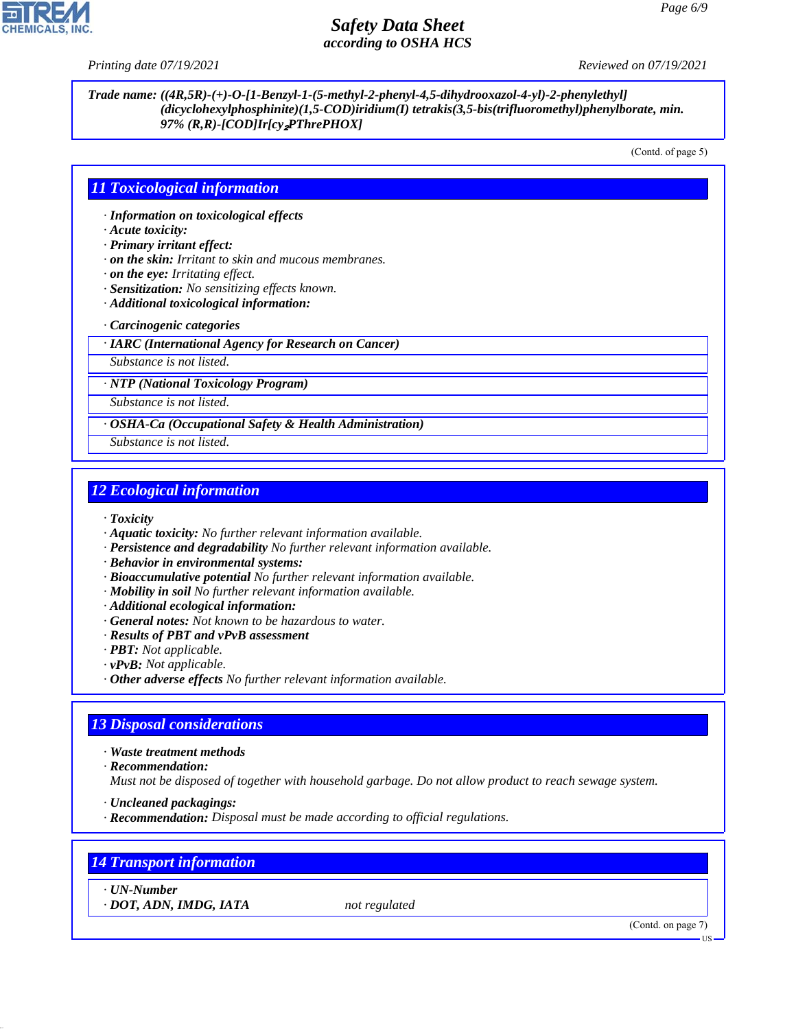Trade name: ((4R,5R)-(+)-O-[1-Benzyl-1-(5-methyl-2-phenyl-4,5-dihydrooxazol-4-yl)-2-phenylethyl] (dicyclohexylphosphinite)(1,5-COD)iridium(I) tetrakis(3,5-bis(trifluoromethyl)phenylborate, min. 97% (R,R)-[COD]Ir[$cy_2$PThrePHOX]

(Contd. of page 5)

## 11 Toxicological information

· **Information on toxicological effects**
· **Acute toxicity:**
· **Primary irritant effect:**
· **on the skin:** Irritant to skin and mucous membranes.
· **on the eye:** Irritating effect.
· **Sensitization:** No sensitizing effects known.
· **Additional toxicological information:**

· **Carcinogenic categories**

· **IARC (International Agency for Research on Cancer)**

Substance is not listed.

· **NTP (National Toxicology Program)**

Substance is not listed.

· **OSHA-Ca (Occupational Safety & Health Administration)**

Substance is not listed.

## 12 Ecological information

· **Toxicity**
· **Aquatic toxicity:** No further relevant information available.
· **Persistence and degradability** No further relevant information available.
· **Behavior in environmental systems:**
· **Bioaccumulative potential** No further relevant information available.
· **Mobility in soil** No further relevant information available.
· **Additional ecological information:**
· **General notes:** Not known to be hazardous to water.
· **Results of PBT and vPvB assessment**
· **PBT:** Not applicable.
· **vPvB:** Not applicable.
· **Other adverse effects** No further relevant information available.

## 13 Disposal considerations

· **Waste treatment methods**
· **Recommendation:**
Must not be disposed of together with household garbage. Do not allow product to reach sewage system.

· **Uncleaned packagings:**
· **Recommendation:** Disposal must be made according to official regulations.

## 14 Transport information

· **UN-Number**
· **DOT, ADN, IMDG, IATA** not regulated

(Contd. on page 7)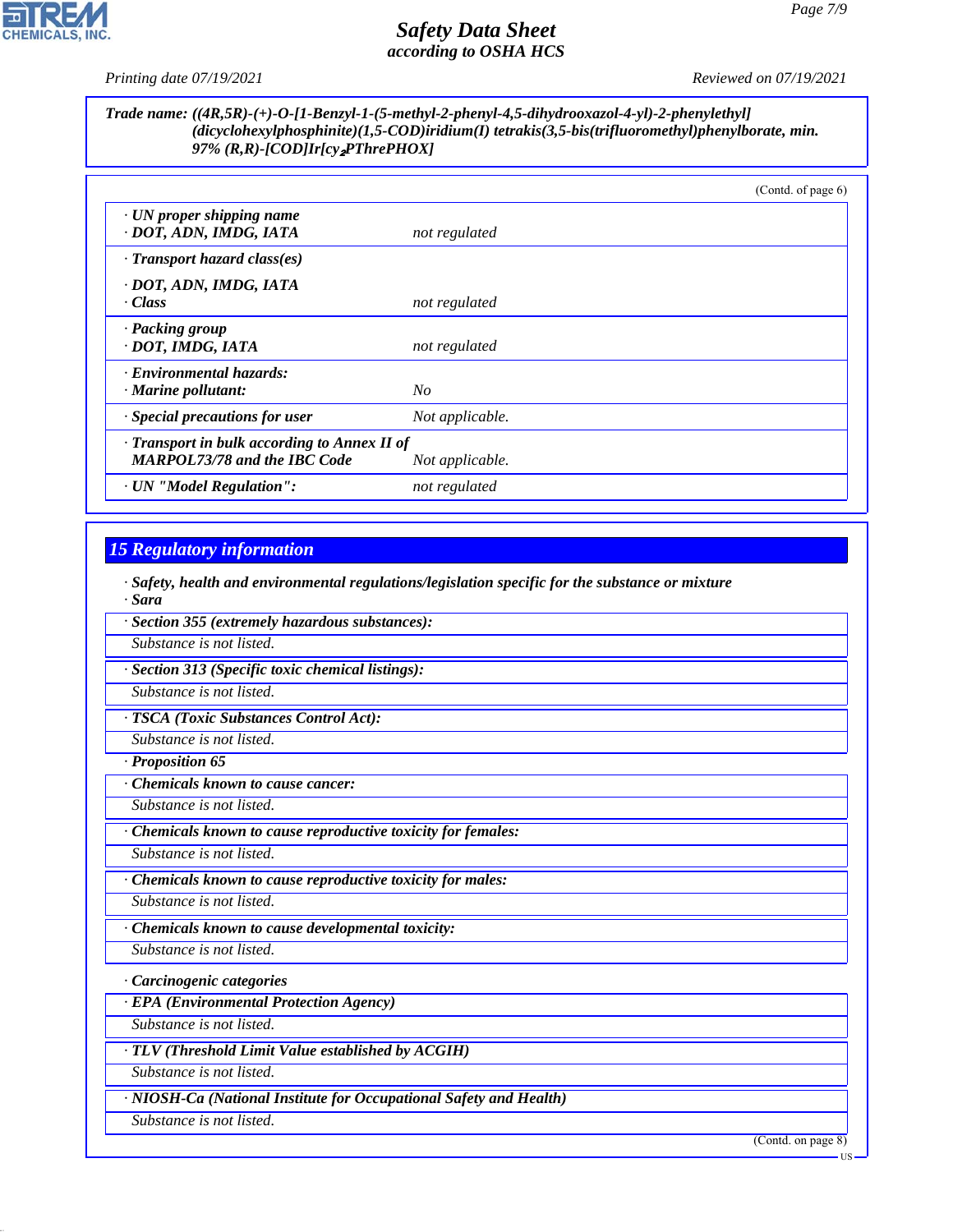**Trade name: ((4R,5R)-(+)-O-[1-Benzyl-1-(5-methyl-2-phenyl-4,5-dihydrooxazol-4-yl)-2-phenylethyl](dicyclohexylphosphinite)(1,5-COD)iridium(I) tetrakis(3,5-bis(trifluoromethyl)phenylborate, min. 97% (R,R)-[COD]Ir[cy$_2$PThrePHOX]**

(Contd. of page 6)

| | |
|---|---|
| · **UN proper shipping name** · **DOT, ADN, IMDG, IATA** | not regulated |
| · **Transport hazard class(es)** · **DOT, ADN, IMDG, IATA** · **Class** | not regulated |
| · **Packing group** · **DOT, IMDG, IATA** | not regulated |
| · **Environmental hazards:** · **Marine pollutant:** | No |
| · **Special precautions for user** | Not applicable. |
| · **Transport in bulk according to Annex II of MARPOL73/78 and the IBC Code** | Not applicable. |
| · **UN "Model Regulation":** | not regulated |

## 15 Regulatory information

· **Safety, health and environmental regulations/legislation specific for the substance or mixture**
· **Sara**

· **Section 355 (extremely hazardous substances):**
Substance is not listed.

· **Section 313 (Specific toxic chemical listings):**
Substance is not listed.

· **TSCA (Toxic Substances Control Act):**
Substance is not listed.

· **Proposition 65**

· **Chemicals known to cause cancer:**
Substance is not listed.

· **Chemicals known to cause reproductive toxicity for females:**
Substance is not listed.

· **Chemicals known to cause reproductive toxicity for males:**
Substance is not listed.

· **Chemicals known to cause developmental toxicity:**
Substance is not listed.

· **Carcinogenic categories**

· **EPA (Environmental Protection Agency)**
Substance is not listed.

· **TLV (Threshold Limit Value established by ACGIH)**
Substance is not listed.

· **NIOSH-Ca (National Institute for Occupational Safety and Health)**
Substance is not listed.

(Contd. on page 8)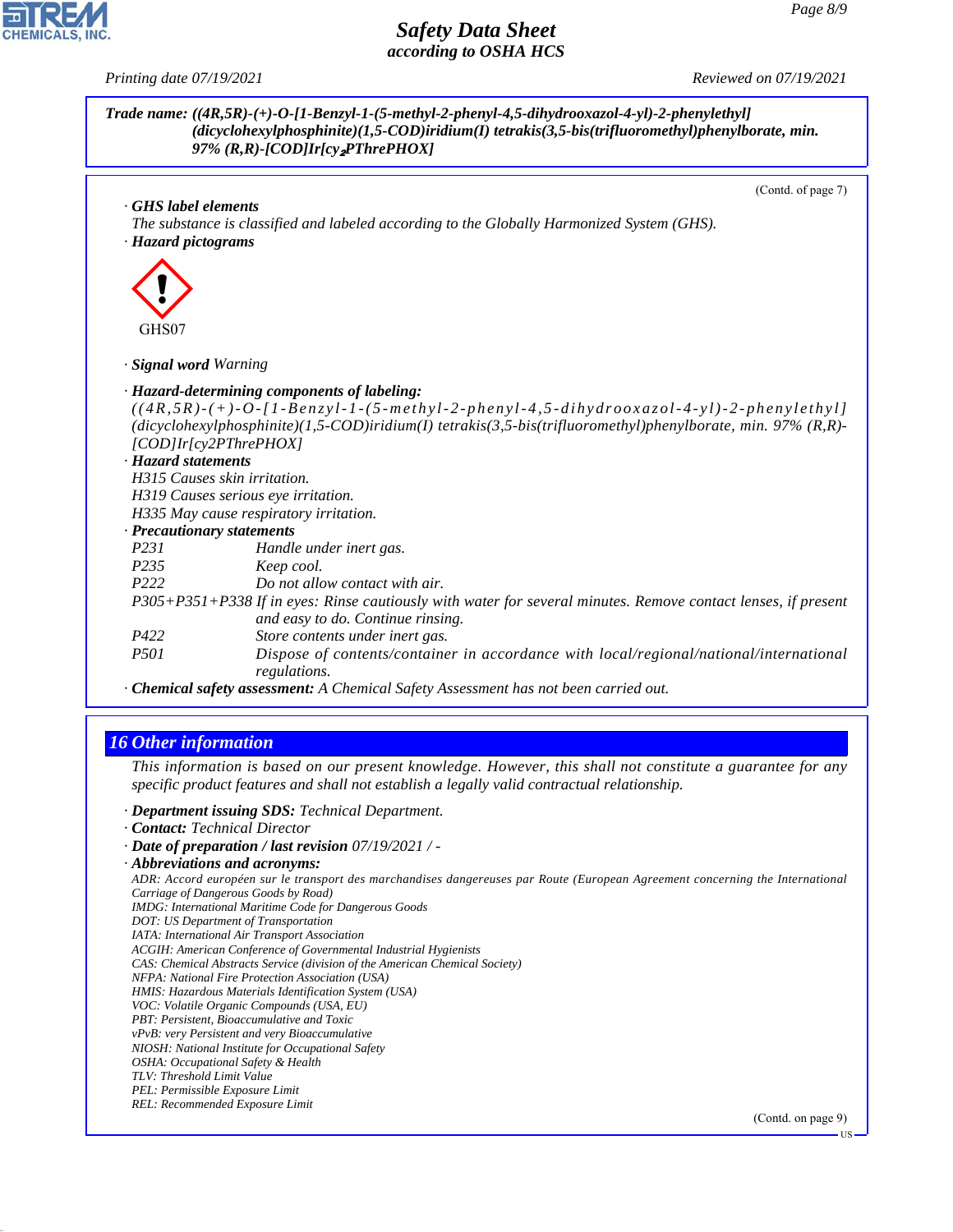**Trade name:** ((4R,5R)-(+)-O-[1-Benzyl-1-(5-methyl-2-phenyl-4,5-dihydrooxazol-4-yl)-2-phenylethyl] (dicyclohexylphosphinite)(1,5-COD)iridium(I) tetrakis(3,5-bis(trifluoromethyl)phenylborate, min. 97% (R,R)-[COD]Ir[$cy_2$PThrePHOX]

(Contd. of page 7)

· **GHS label elements**
The substance is classified and labeled according to the Globally Harmonized System (GHS).

· **Hazard pictograms**

GHS07

· **Signal word** Warning

· **Hazard-determining components of labeling:**
((4R,5R)-(+)-O-[1-Benzyl-1-(5-methyl-2-phenyl-4,5-dihydrooxazol-4-yl)-2-phenylethyl] (dicyclohexylphosphinite)(1,5-COD)iridium(I) tetrakis(3,5-bis(trifluoromethyl)phenylborate, min. 97% (R,R)-[COD]Ir[cy2PThrePHOX]

· **Hazard statements**
H315 Causes skin irritation.
H319 Causes serious eye irritation.
H335 May cause respiratory irritation.

· **Precautionary statements**

| | |
|---|---|
| P231 | Handle under inert gas. |
| P235 | Keep cool. |
| P222 | Do not allow contact with air. |
| P305+P351+P338 | If in eyes: Rinse cautiously with water for several minutes. Remove contact lenses, if present and easy to do. Continue rinsing. |
| P422 | Store contents under inert gas. |
| P501 | Dispose of contents/container in accordance with local/regional/national/international regulations. |

· **Chemical safety assessment:** A Chemical Safety Assessment has not been carried out.

## 16 Other information

This information is based on our present knowledge. However, this shall not constitute a guarantee for any specific product features and shall not establish a legally valid contractual relationship.

· **Department issuing SDS:** Technical Department.
· **Contact:** Technical Director
· **Date of preparation / last revision** 07/19/2021 / -
· **Abbreviations and acronyms:**
ADR: Accord européen sur le transport des marchandises dangereuses par Route (European Agreement concerning the International Carriage of Dangerous Goods by Road)
IMDG: International Maritime Code for Dangerous Goods
DOT: US Department of Transportation
IATA: International Air Transport Association
ACGIH: American Conference of Governmental Industrial Hygienists
CAS: Chemical Abstracts Service (division of the American Chemical Society)
NFPA: National Fire Protection Association (USA)
HMIS: Hazardous Materials Identification System (USA)
VOC: Volatile Organic Compounds (USA, EU)
PBT: Persistent, Bioaccumulative and Toxic
vPvB: very Persistent and very Bioaccumulative
NIOSH: National Institute for Occupational Safety
OSHA: Occupational Safety & Health
TLV: Threshold Limit Value
PEL: Permissible Exposure Limit
REL: Recommended Exposure Limit

(Contd. on page 9)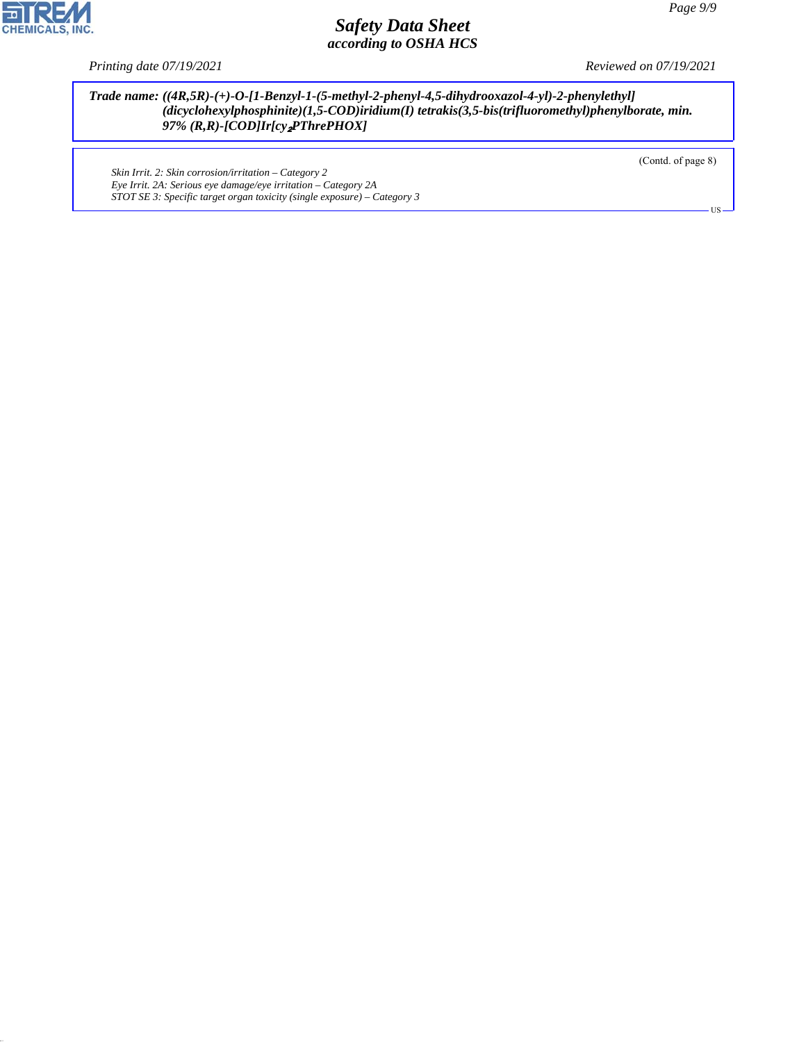Skin Irrit. 2: Skin corrosion/irritation – Category 2
Eye Irrit. 2A: Serious eye damage/eye irritation – Category 2A
STOT SE 3: Specific target organ toxicity (single exposure) – Category 3